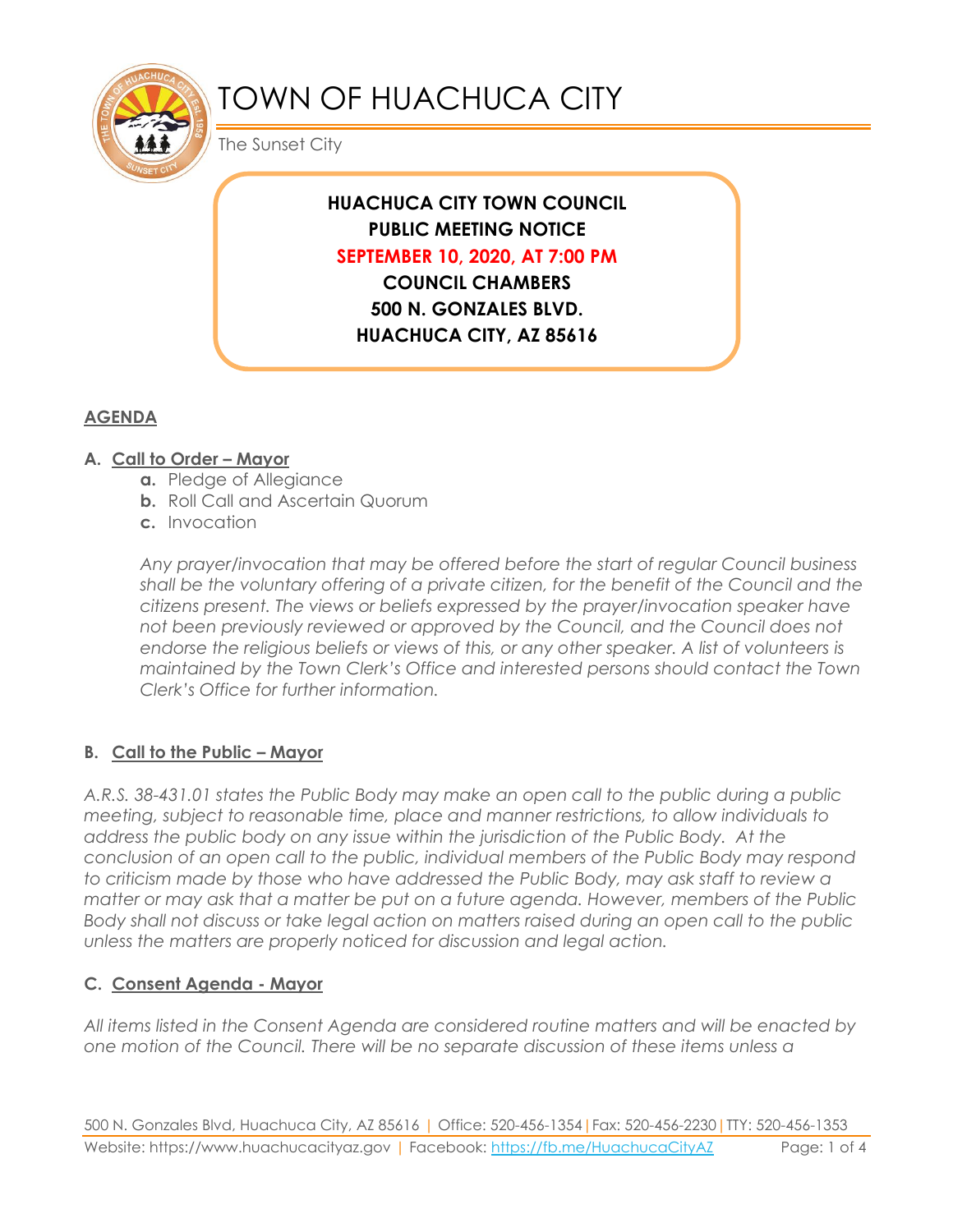# TOWN OF HUACHUCA CITY

The Sunset City

**HUACHUCA CITY TOWN COUNCIL**
**PUBLIC MEETING NOTICE**
**SEPTEMBER 10, 2020, AT 7:00 PM**
**COUNCIL CHAMBERS**
**500 N. GONZALES BLVD.**
**HUACHUCA CITY, AZ 85616**

## AGENDA

### A. Call to Order – Mayor

- **a.** Pledge of Allegiance
- **b.** Roll Call and Ascertain Quorum
- **c.** Invocation

*Any prayer/invocation that may be offered before the start of regular Council business shall be the voluntary offering of a private citizen, for the benefit of the Council and the citizens present. The views or beliefs expressed by the prayer/invocation speaker have not been previously reviewed or approved by the Council, and the Council does not endorse the religious beliefs or views of this, or any other speaker. A list of volunteers is maintained by the Town Clerk's Office and interested persons should contact the Town Clerk's Office for further information.*

### B. Call to the Public – Mayor

*A.R.S. 38-431.01 states the Public Body may make an open call to the public during a public meeting, subject to reasonable time, place and manner restrictions, to allow individuals to address the public body on any issue within the jurisdiction of the Public Body. At the conclusion of an open call to the public, individual members of the Public Body may respond to criticism made by those who have addressed the Public Body, may ask staff to review a matter or may ask that a matter be put on a future agenda. However, members of the Public Body shall not discuss or take legal action on matters raised during an open call to the public unless the matters are properly noticed for discussion and legal action.*

### C. Consent Agenda - Mayor

*All items listed in the Consent Agenda are considered routine matters and will be enacted by one motion of the Council. There will be no separate discussion of these items unless a*

500 N. Gonzales Blvd, Huachuca City, AZ 85616 | Office: 520-456-1354 | Fax: 520-456-2230 | TTY: 520-456-1353
Website: https://www.huachucacityaz.gov | Facebook: https://fb.me/HuachucaCityAZ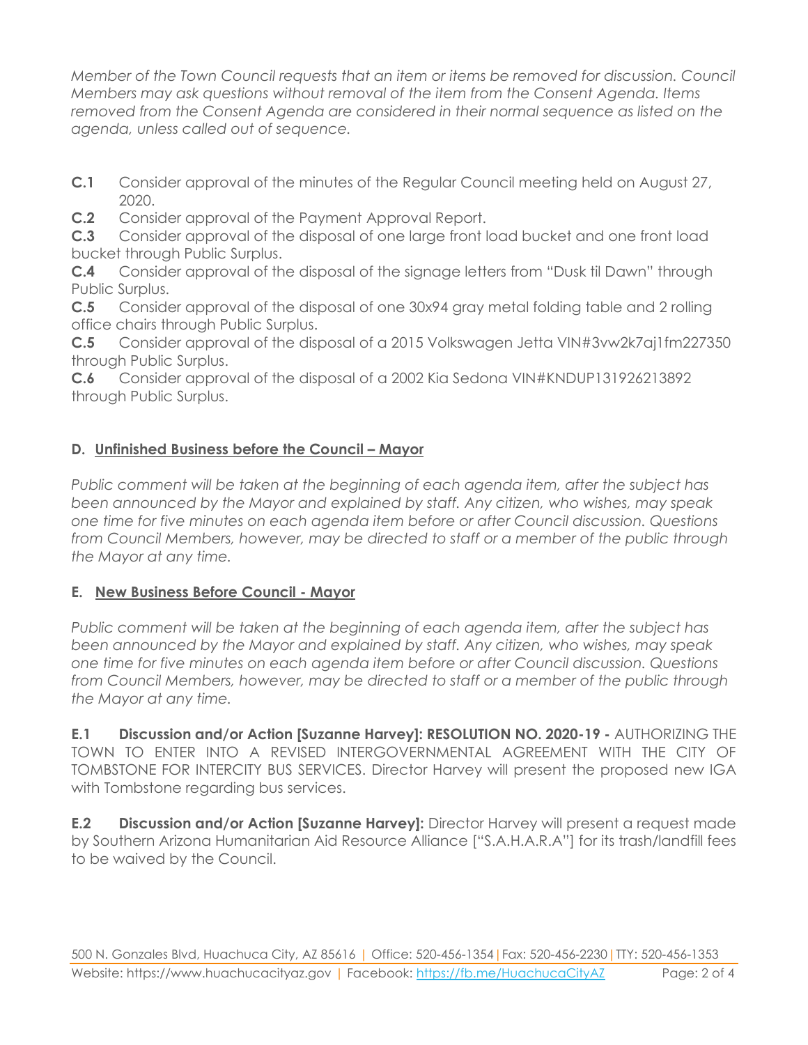*Member of the Town Council requests that an item or items be removed for discussion. Council Members may ask questions without removal of the item from the Consent Agenda. Items removed from the Consent Agenda are considered in their normal sequence as listed on the agenda, unless called out of sequence.*

**C.1** Consider approval of the minutes of the Regular Council meeting held on August 27, 2020.
**C.2** Consider approval of the Payment Approval Report.
**C.3** Consider approval of the disposal of one large front load bucket and one front load bucket through Public Surplus.
**C.4** Consider approval of the disposal of the signage letters from "Dusk til Dawn" through Public Surplus.
**C.5** Consider approval of the disposal of one 30x94 gray metal folding table and 2 rolling office chairs through Public Surplus.
**C.5** Consider approval of the disposal of a 2015 Volkswagen Jetta VIN#3vw2k7aj1fm227350 through Public Surplus.
**C.6** Consider approval of the disposal of a 2002 Kia Sedona VIN#KNDUP131926213892 through Public Surplus.

## D. Unfinished Business before the Council – Mayor

*Public comment will be taken at the beginning of each agenda item, after the subject has been announced by the Mayor and explained by staff. Any citizen, who wishes, may speak one time for five minutes on each agenda item before or after Council discussion. Questions from Council Members, however, may be directed to staff or a member of the public through the Mayor at any time.*

## E. New Business Before Council - Mayor

*Public comment will be taken at the beginning of each agenda item, after the subject has been announced by the Mayor and explained by staff. Any citizen, who wishes, may speak one time for five minutes on each agenda item before or after Council discussion. Questions from Council Members, however, may be directed to staff or a member of the public through the Mayor at any time.*

**E.1 Discussion and/or Action [Suzanne Harvey]: RESOLUTION NO. 2020-19 -** AUTHORIZING THE TOWN TO ENTER INTO A REVISED INTERGOVERNMENTAL AGREEMENT WITH THE CITY OF TOMBSTONE FOR INTERCITY BUS SERVICES. Director Harvey will present the proposed new IGA with Tombstone regarding bus services.

**E.2 Discussion and/or Action [Suzanne Harvey]:** Director Harvey will present a request made by Southern Arizona Humanitarian Aid Resource Alliance ["S.A.H.A.R.A"] for its trash/landfill fees to be waived by the Council.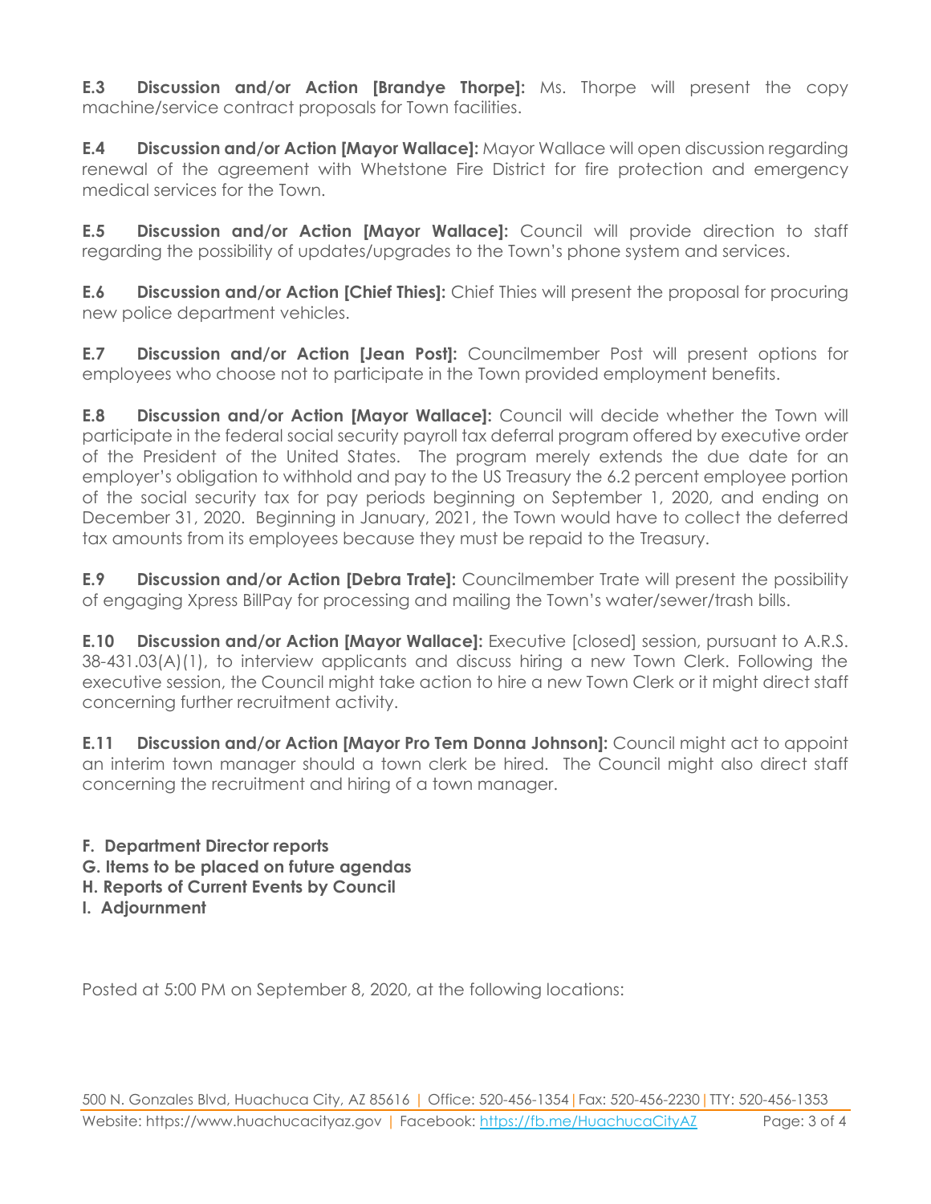**E.3 Discussion and/or Action [Brandye Thorpe]:** Ms. Thorpe will present the copy machine/service contract proposals for Town facilities.

**E.4 Discussion and/or Action [Mayor Wallace]:** Mayor Wallace will open discussion regarding renewal of the agreement with Whetstone Fire District for fire protection and emergency medical services for the Town.

**E.5 Discussion and/or Action [Mayor Wallace]:** Council will provide direction to staff regarding the possibility of updates/upgrades to the Town's phone system and services.

**E.6 Discussion and/or Action [Chief Thies]:** Chief Thies will present the proposal for procuring new police department vehicles.

**E.7 Discussion and/or Action [Jean Post]:** Councilmember Post will present options for employees who choose not to participate in the Town provided employment benefits.

**E.8 Discussion and/or Action [Mayor Wallace]:** Council will decide whether the Town will participate in the federal social security payroll tax deferral program offered by executive order of the President of the United States. The program merely extends the due date for an employer's obligation to withhold and pay to the US Treasury the 6.2 percent employee portion of the social security tax for pay periods beginning on September 1, 2020, and ending on December 31, 2020. Beginning in January, 2021, the Town would have to collect the deferred tax amounts from its employees because they must be repaid to the Treasury.

**E.9 Discussion and/or Action [Debra Trate]:** Councilmember Trate will present the possibility of engaging Xpress BillPay for processing and mailing the Town's water/sewer/trash bills.

**E.10 Discussion and/or Action [Mayor Wallace]:** Executive [closed] session, pursuant to A.R.S. 38-431.03(A)(1), to interview applicants and discuss hiring a new Town Clerk. Following the executive session, the Council might take action to hire a new Town Clerk or it might direct staff concerning further recruitment activity.

**E.11 Discussion and/or Action [Mayor Pro Tem Donna Johnson]:** Council might act to appoint an interim town manager should a town clerk be hired. The Council might also direct staff concerning the recruitment and hiring of a town manager.

**F. Department Director reports**
**G. Items to be placed on future agendas**
**H. Reports of Current Events by Council**
**I. Adjournment**

Posted at 5:00 PM on September 8, 2020, at the following locations: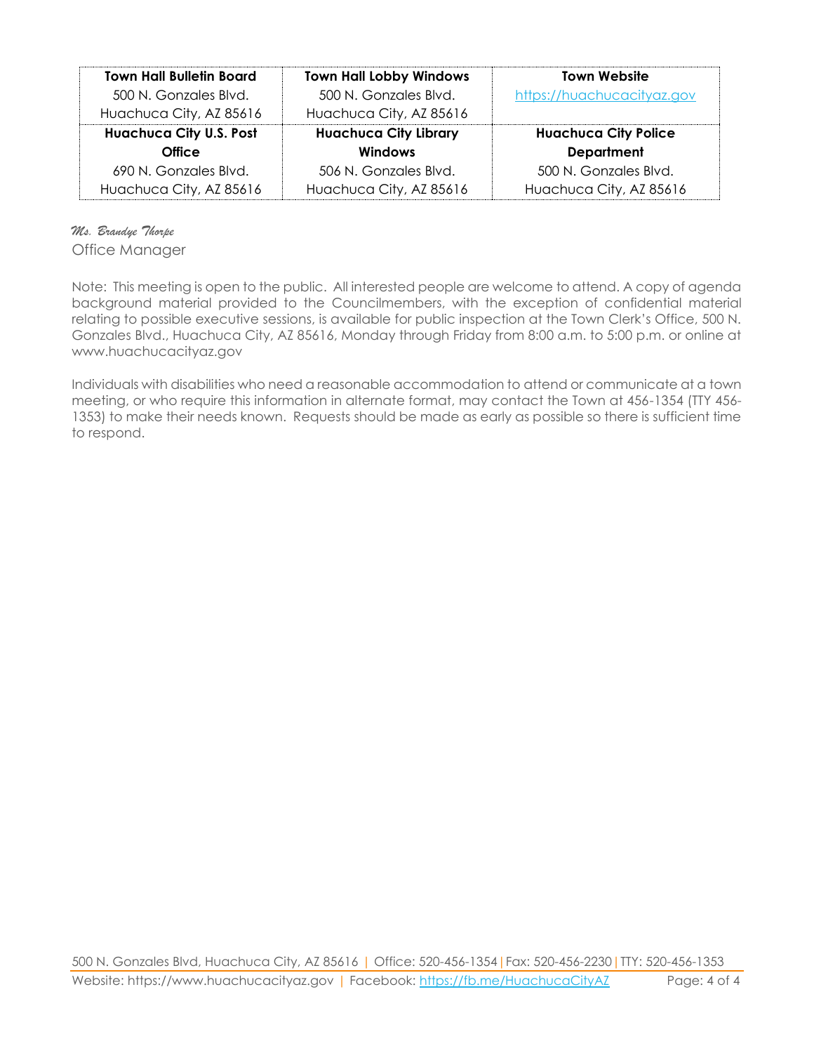| | | |
|---|---|---|
| **Town Hall Bulletin Board**<br>500 N. Gonzales Blvd.<br>Huachuca City, AZ 85616 | **Town Hall Lobby Windows**<br>500 N. Gonzales Blvd.<br>Huachuca City, AZ 85616 | **Town Website**<br>https://huachucacityaz.gov |
| **Huachuca City U.S. Post Office**<br>690 N. Gonzales Blvd.<br>Huachuca City, AZ 85616 | **Huachuca City Library Windows**<br>506 N. Gonzales Blvd.<br>Huachuca City, AZ 85616 | **Huachuca City Police Department**<br>500 N. Gonzales Blvd.<br>Huachuca City, AZ 85616 |

*Ms. Brandye Thorpe*
Office Manager

Note: This meeting is open to the public. All interested people are welcome to attend. A copy of agenda background material provided to the Councilmembers, with the exception of confidential material relating to possible executive sessions, is available for public inspection at the Town Clerk's Office, 500 N. Gonzales Blvd., Huachuca City, AZ 85616, Monday through Friday from 8:00 a.m. to 5:00 p.m. or online at www.huachucacityaz.gov

Individuals with disabilities who need a reasonable accommodation to attend or communicate at a town meeting, or who require this information in alternate format, may contact the Town at 456-1354 (TTY 456-1353) to make their needs known. Requests should be made as early as possible so there is sufficient time to respond.